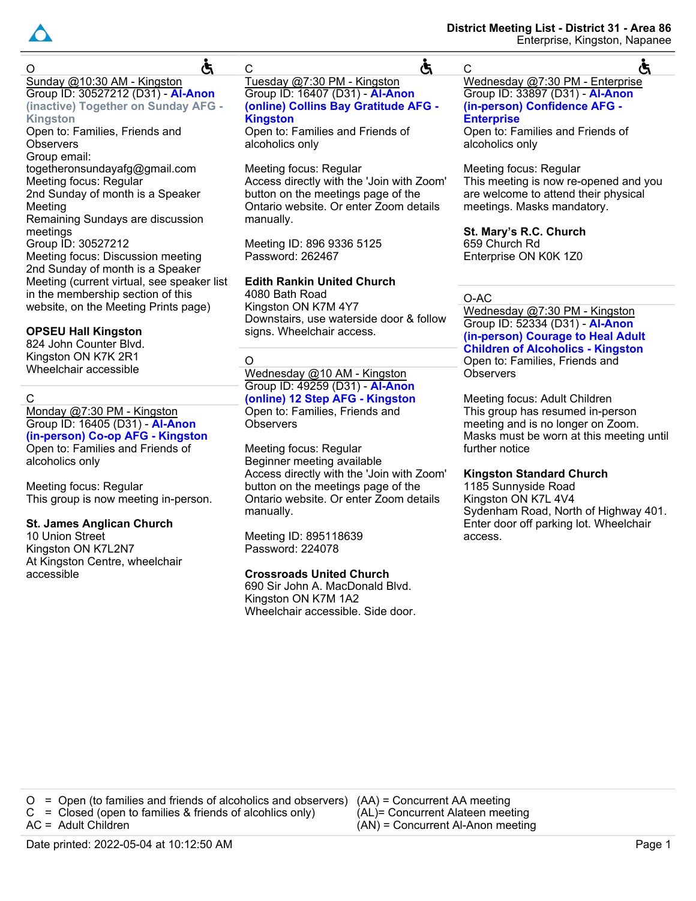# District Meeting List - District 31 - Area 86

Enterprise, Kingston, Napanee

---

O ♿

Sunday @10:30 AM - Kingston

Group ID: 30527212 (D31) - **Al-Anon (inactive) Together on Sunday AFG - Kingston**

Open to: Families, Friends and Observers

Group email: togetheronsundayafg@gmail.com

Meeting focus: Regular

2nd Sunday of month is a Speaker Meeting

Remaining Sundays are discussion meetings

Group ID: 30527212

Meeting focus: Discussion meeting

2nd Sunday of month is a Speaker Meeting (current virtual, see speaker list in the membership section of this website, on the Meeting Prints page)

**OPSEU Hall Kingston**

824 John Counter Blvd.

Kingston ON K7K 2R1

Wheelchair accessible

---

C

Monday @7:30 PM - Kingston

Group ID: 16405 (D31) - **Al-Anon (in-person) Co-op AFG - Kingston**

Open to: Families and Friends of alcoholics only

Meeting focus: Regular

This group is now meeting in-person.

**St. James Anglican Church**

10 Union Street

Kingston ON K7L2N7

At Kingston Centre, wheelchair accessible

---

C ♿

Tuesday @7:30 PM - Kingston

Group ID: 16407 (D31) - **Al-Anon (online) Collins Bay Gratitude AFG - Kingston**

Open to: Families and Friends of alcoholics only

Meeting focus: Regular

Access directly with the 'Join with Zoom' button on the meetings page of the Ontario website. Or enter Zoom details manually.

Meeting ID: 896 9336 5125

Password: 262467

**Edith Rankin United Church**

4080 Bath Road

Kingston ON K7M 4Y7

Downstairs, use waterside door & follow signs. Wheelchair access.

---

O

Wednesday @10 AM - Kingston

Group ID: 49259 (D31) - **Al-Anon (online) 12 Step AFG - Kingston**

Open to: Families, Friends and Observers

Meeting focus: Regular

Beginner meeting available

Access directly with the 'Join with Zoom' button on the meetings page of the Ontario website. Or enter Zoom details manually.

Meeting ID: 895118639

Password: 224078

**Crossroads United Church**

690 Sir John A. MacDonald Blvd.

Kingston ON K7M 1A2

Wheelchair accessible. Side door.

---

C ♿

Wednesday @7:30 PM - Enterprise

Group ID: 33897 (D31) - **Al-Anon (in-person) Confidence AFG - Enterprise**

Open to: Families and Friends of alcoholics only

Meeting focus: Regular

This meeting is now re-opened and you are welcome to attend their physical meetings. Masks mandatory.

**St. Mary's R.C. Church**

659 Church Rd

Enterprise ON K0K 1Z0

---

O-AC

Wednesday @7:30 PM - Kingston

Group ID: 52334 (D31) - **Al-Anon (in-person) Courage to Heal Adult Children of Alcoholics - Kingston**

Open to: Families, Friends and Observers

Meeting focus: Adult Children

This group has resumed in-person meeting and is no longer on Zoom. Masks must be worn at this meeting until further notice

**Kingston Standard Church**

1185 Sunnyside Road

Kingston ON K7L 4V4

Sydenham Road, North of Highway 401. Enter door off parking lot. Wheelchair access.

---

O = Open (to families and friends of alcoholics and observers)
C = Closed (open to families & friends of alcohlics only)
AC = Adult Children

(AA) = Concurrent AA meeting
(AL)= Concurrent Alateen meeting
(AN) = Concurrent Al-Anon meeting

Date printed: 2022-05-04 at 10:12:50 AM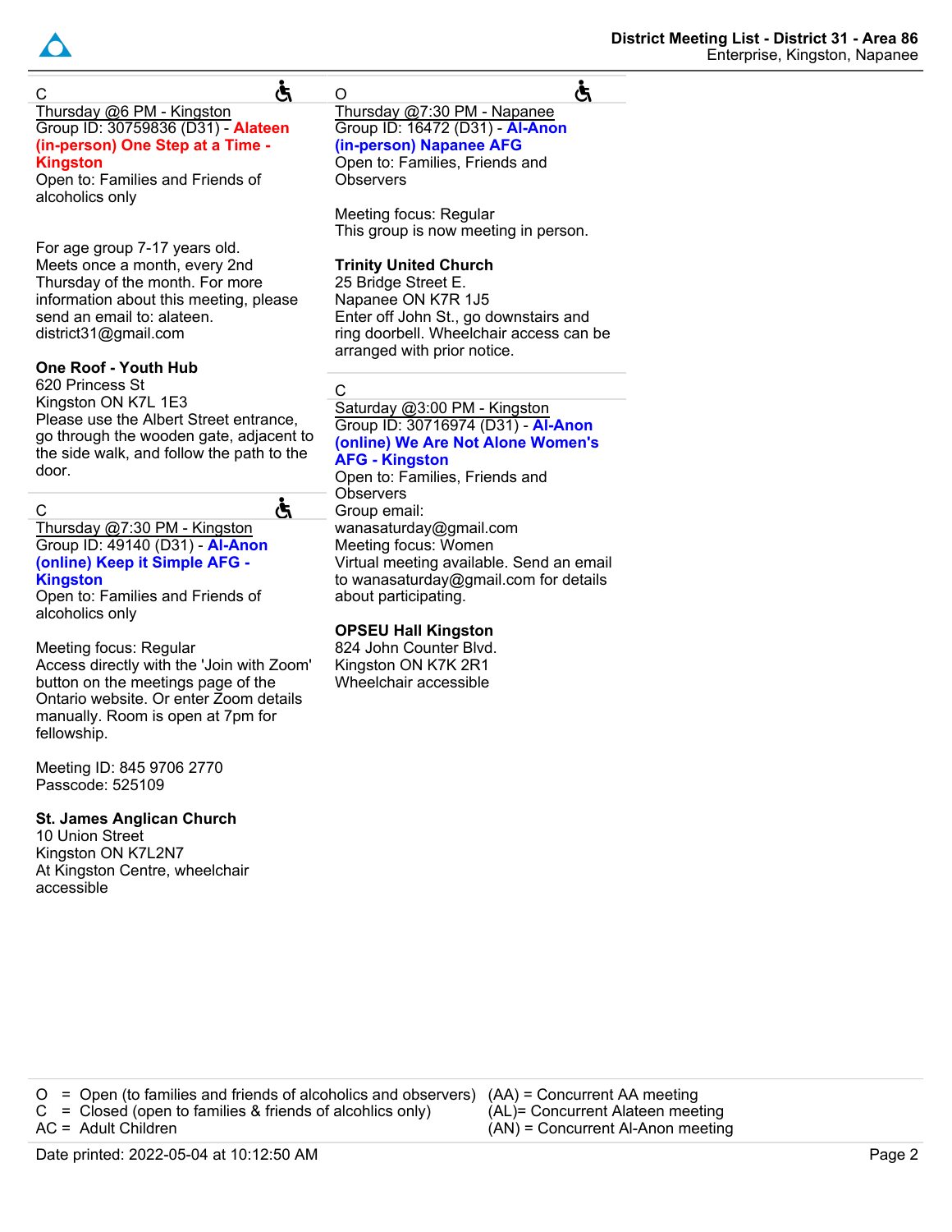C

Thursday @6 PM - Kingston
Group ID: 30759836 (D31) - **Alateen (in-person) One Step at a Time - Kingston**
Open to: Families and Friends of alcoholics only

For age group 7-17 years old. Meets once a month, every 2nd Thursday of the month. For more information about this meeting, please send an email to: alateen.district31@gmail.com

**One Roof - Youth Hub**
620 Princess St
Kingston ON K7L 1E3
Please use the Albert Street entrance, go through the wooden gate, adjacent to the side walk, and follow the path to the door.

---

C

Thursday @7:30 PM - Kingston
Group ID: 49140 (D31) - **Al-Anon (online) Keep it Simple AFG - Kingston**
Open to: Families and Friends of alcoholics only

Meeting focus: Regular
Access directly with the 'Join with Zoom' button on the meetings page of the Ontario website. Or enter Zoom details manually. Room is open at 7pm for fellowship.

Meeting ID: 845 9706 2770
Passcode: 525109

**St. James Anglican Church**
10 Union Street
Kingston ON K7L2N7
At Kingston Centre, wheelchair accessible

---

O

Thursday @7:30 PM - Napanee
Group ID: 16472 (D31) - **Al-Anon (in-person) Napanee AFG**
Open to: Families, Friends and Observers

Meeting focus: Regular
This group is now meeting in person.

**Trinity United Church**
25 Bridge Street E.
Napanee ON K7R 1J5
Enter off John St., go downstairs and ring doorbell. Wheelchair access can be arranged with prior notice.

---

C

Saturday @3:00 PM - Kingston
Group ID: 30716974 (D31) - **Al-Anon (online) We Are Not Alone Women's AFG - Kingston**
Open to: Families, Friends and Observers
Group email: wanasaturday@gmail.com
Meeting focus: Women
Virtual meeting available. Send an email to wanasaturday@gmail.com for details about participating.

**OPSEU Hall Kingston**
824 John Counter Blvd.
Kingston ON K7K 2R1
Wheelchair accessible

---

O = Open (to families and friends of alcoholics and observers)
C = Closed (open to families & friends of alcohlics only)
AC = Adult Children
(AA) = Concurrent AA meeting
(AL)= Concurrent Alateen meeting
(AN) = Concurrent Al-Anon meeting

Date printed: 2022-05-04 at 10:12:50 AM